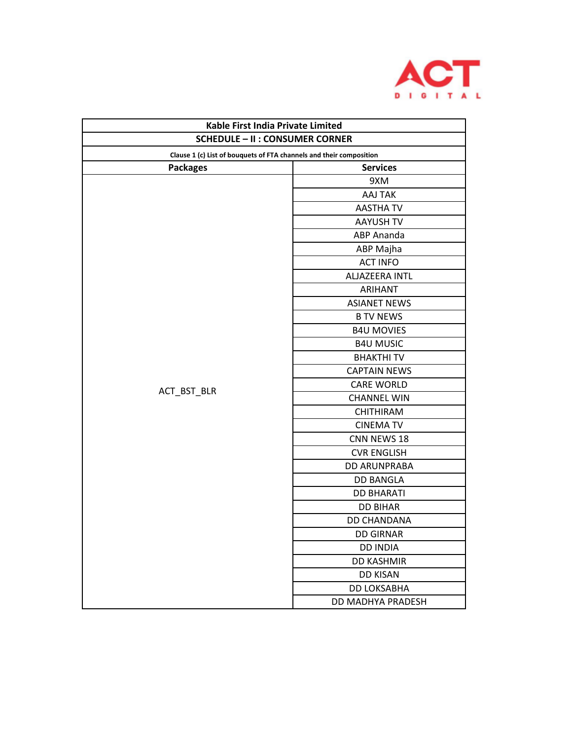| Kable First India Private Limited | |
|---|---|
| SCHEDULE – II : CONSUMER CORNER | |
| Clause 1 (c) List of bouquets of FTA channels and their composition | |
| **Packages** | **Services** |
| ACT_BST_BLR | 9XM |
| | AAJ TAK |
| | AASTHA TV |
| | AAYUSH TV |
| | ABP Ananda |
| | ABP Majha |
| | ACT INFO |
| | ALJAZEERA INTL |
| | ARIHANT |
| | ASIANET NEWS |
| | B TV NEWS |
| | B4U MOVIES |
| | B4U MUSIC |
| | BHAKTHI TV |
| | CAPTAIN NEWS |
| | CARE WORLD |
| | CHANNEL WIN |
| | CHITHIRAM |
| | CINEMA TV |
| | CNN NEWS 18 |
| | CVR ENGLISH |
| | DD ARUNPRABA |
| | DD BANGLA |
| | DD BHARATI |
| | DD BIHAR |
| | DD CHANDANA |
| | DD GIRNAR |
| | DD INDIA |
| | DD KASHMIR |
| | DD KISAN |
| | DD LOKSABHA |
| | DD MADHYA PRADESH |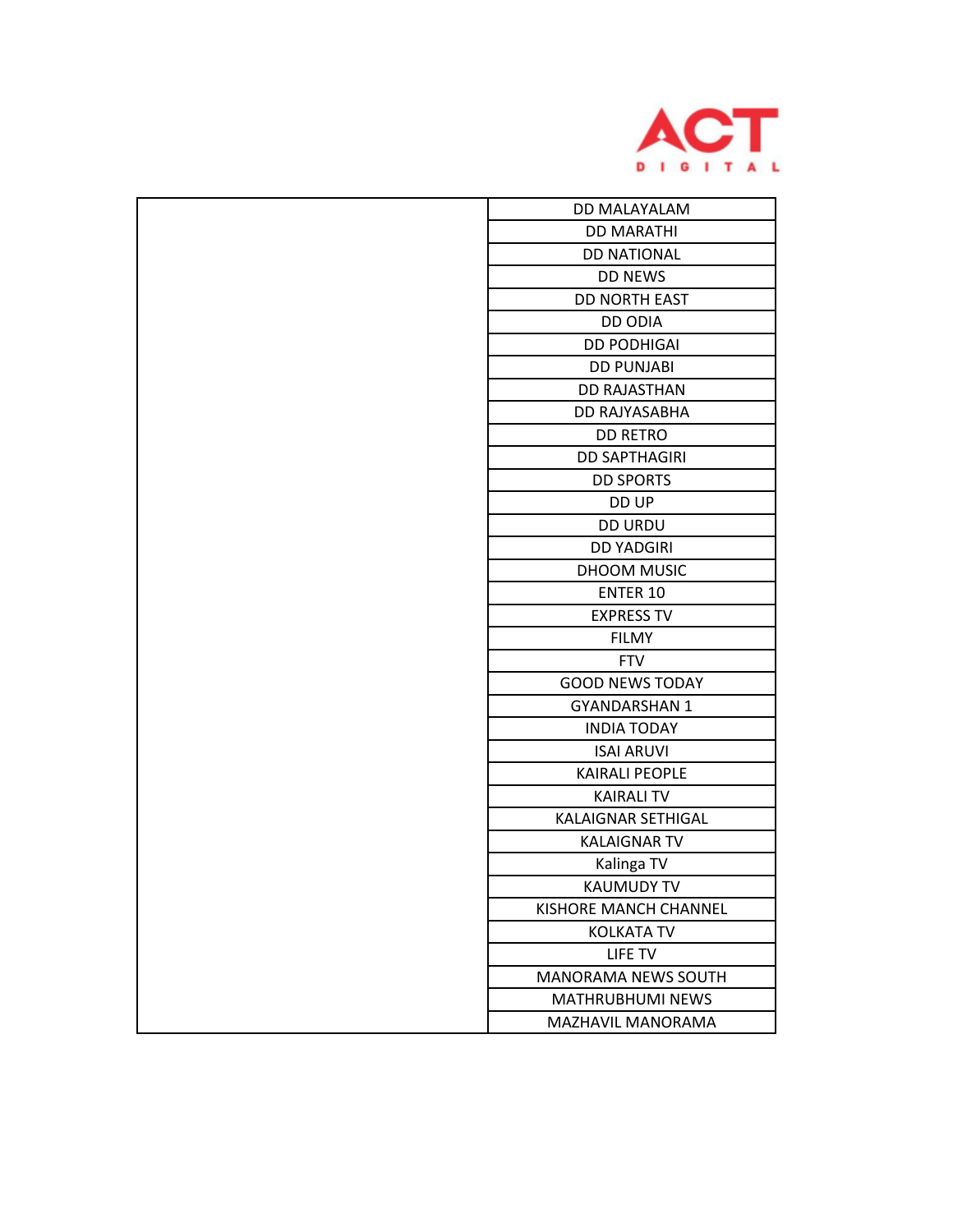| | |
|---|---|
| | DD MALAYALAM |
| | DD MARATHI |
| | DD NATIONAL |
| | DD NEWS |
| | DD NORTH EAST |
| | DD ODIA |
| | DD PODHIGAI |
| | DD PUNJABI |
| | DD RAJASTHAN |
| | DD RAJYASABHA |
| | DD RETRO |
| | DD SAPTHAGIRI |
| | DD SPORTS |
| | DD UP |
| | DD URDU |
| | DD YADGIRI |
| | DHOOM MUSIC |
| | ENTER 10 |
| | EXPRESS TV |
| | FILMY |
| | FTV |
| | GOOD NEWS TODAY |
| | GYANDARSHAN 1 |
| | INDIA TODAY |
| | ISAI ARUVI |
| | KAIRALI PEOPLE |
| | KAIRALI TV |
| | KALAIGNAR SETHIGAL |
| | KALAIGNAR TV |
| | Kalinga TV |
| | KAUMUDY TV |
| | KISHORE MANCH CHANNEL |
| | KOLKATA TV |
| | LIFE TV |
| | MANORAMA NEWS SOUTH |
| | MATHRUBHUMI NEWS |
| | MAZHAVIL MANORAMA |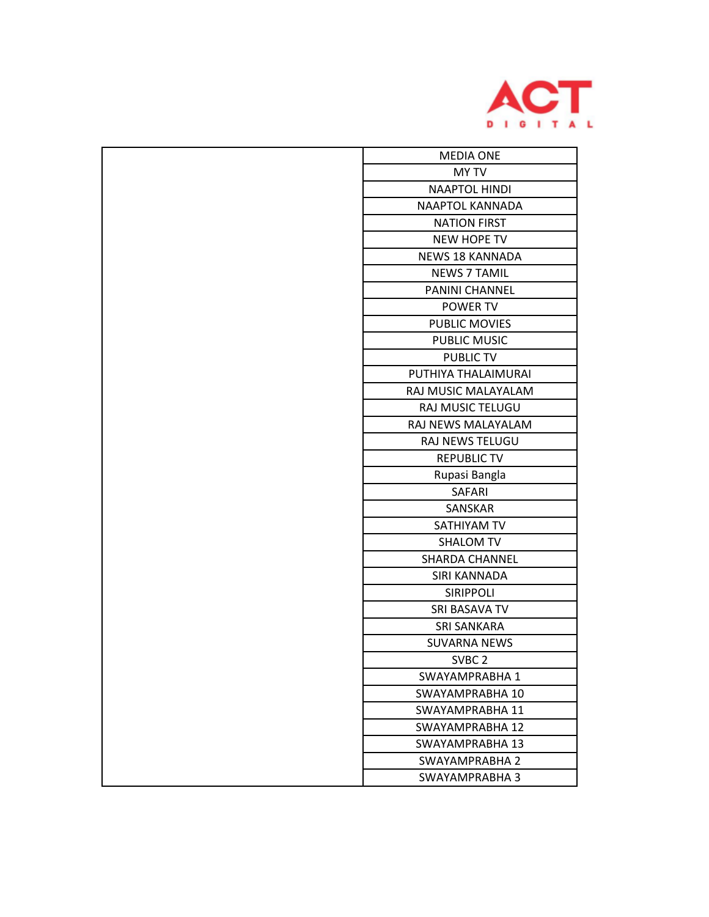| | |
|---|---|
| | MEDIA ONE |
| | MY TV |
| | NAAPTOL HINDI |
| | NAAPTOL KANNADA |
| | NATION FIRST |
| | NEW HOPE TV |
| | NEWS 18 KANNADA |
| | NEWS 7 TAMIL |
| | PANINI CHANNEL |
| | POWER TV |
| | PUBLIC MOVIES |
| | PUBLIC MUSIC |
| | PUBLIC TV |
| | PUTHIYA THALAIMURAI |
| | RAJ MUSIC MALAYALAM |
| | RAJ MUSIC TELUGU |
| | RAJ NEWS MALAYALAM |
| | RAJ NEWS TELUGU |
| | REPUBLIC TV |
| | Rupasi Bangla |
| | SAFARI |
| | SANSKAR |
| | SATHIYAM TV |
| | SHALOM TV |
| | SHARDA CHANNEL |
| | SIRI KANNADA |
| | SIRIPPOLI |
| | SRI BASAVA TV |
| | SRI SANKARA |
| | SUVARNA NEWS |
| | SVBC 2 |
| | SWAYAMPRABHA 1 |
| | SWAYAMPRABHA 10 |
| | SWAYAMPRABHA 11 |
| | SWAYAMPRABHA 12 |
| | SWAYAMPRABHA 13 |
| | SWAYAMPRABHA 2 |
| | SWAYAMPRABHA 3 |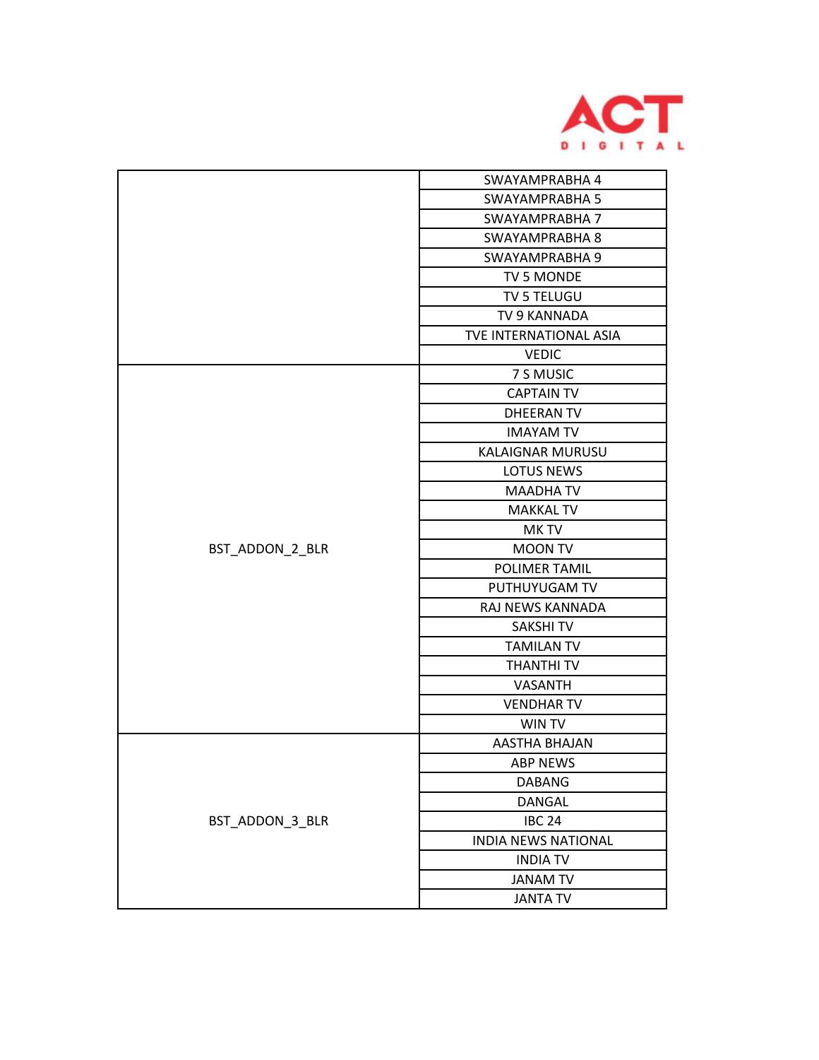| | |
|---|---|
| | SWAYAMPRABHA 4 |
| | SWAYAMPRABHA 5 |
| | SWAYAMPRABHA 7 |
| | SWAYAMPRABHA 8 |
| | SWAYAMPRABHA 9 |
| | TV 5 MONDE |
| | TV 5 TELUGU |
| | TV 9 KANNADA |
| | TVE INTERNATIONAL ASIA |
| | VEDIC |
| BST_ADDON_2_BLR | 7 S MUSIC |
| | CAPTAIN TV |
| | DHEERAN TV |
| | IMAYAM TV |
| | KALAIGNAR MURUSU |
| | LOTUS NEWS |
| | MAADHA TV |
| | MAKKAL TV |
| | MK TV |
| | MOON TV |
| | POLIMER TAMIL |
| | PUTHUYUGAM TV |
| | RAJ NEWS KANNADA |
| | SAKSHI TV |
| | TAMILAN TV |
| | THANTHI TV |
| | VASANTH |
| | VENDHAR TV |
| | WIN TV |
| BST_ADDON_3_BLR | AASTHA BHAJAN |
| | ABP NEWS |
| | DABANG |
| | DANGAL |
| | IBC 24 |
| | INDIA NEWS NATIONAL |
| | INDIA TV |
| | JANAM TV |
| | JANTA TV |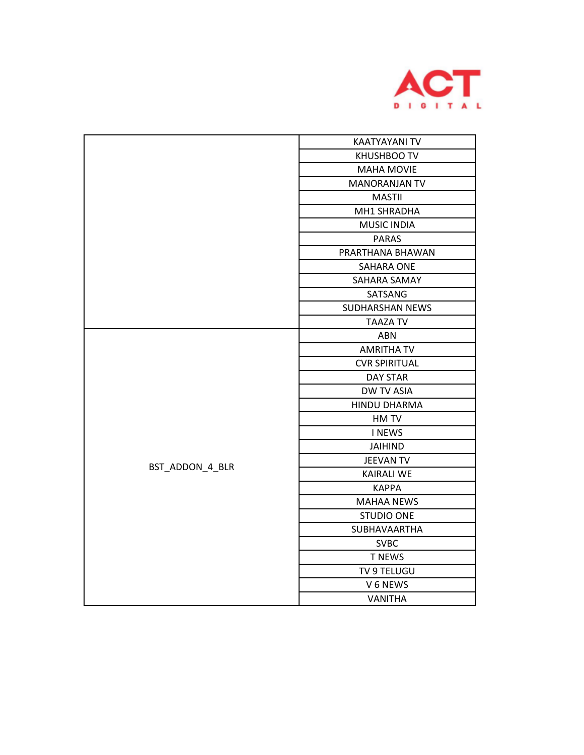| | |
|---|---|
| | KAATYAYANI TV |
| | KHUSHBOO TV |
| | MAHA MOVIE |
| | MANORANJAN TV |
| | MASTII |
| | MH1 SHRADHA |
| | MUSIC INDIA |
| | PARAS |
| | PRARTHANA BHAWAN |
| | SAHARA ONE |
| | SAHARA SAMAY |
| | SATSANG |
| | SUDHARSHAN NEWS |
| | TAAZA TV |
| BST_ADDON_4_BLR | ABN |
| | AMRITHA TV |
| | CVR SPIRITUAL |
| | DAY STAR |
| | DW TV ASIA |
| | HINDU DHARMA |
| | HM TV |
| | I NEWS |
| | JAIHIND |
| | JEEVAN TV |
| | KAIRALI WE |
| | KAPPA |
| | MAHAA NEWS |
| | STUDIO ONE |
| | SUBHAVAARTHA |
| | SVBC |
| | T NEWS |
| | TV 9 TELUGU |
| | V 6 NEWS |
| | VANITHA |